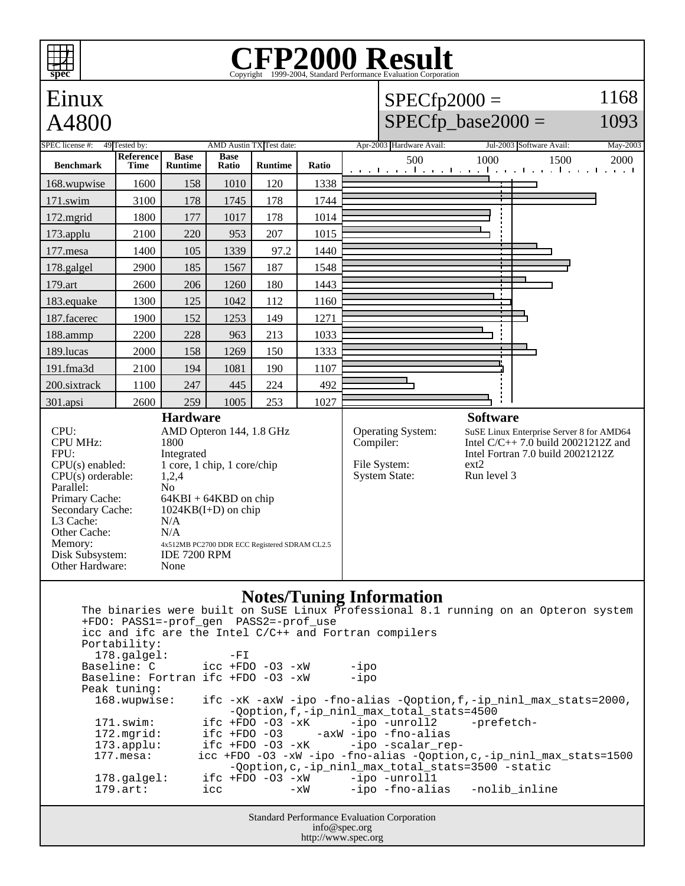# CFP2000 Result

Copyright 1999-2004, Standard Performance Evaluation Corporation

## Einux A4800

SPECfp2000 = 1168

SPECfp_base2000 = 1093

SPEC license #: 49 | Tested by: AMD Austin TX | Test date: Apr-2003 | Hardware Avail: Jul-2003 | Software Avail: May-2003

| Benchmark | Reference Time | Base Runtime | Base Ratio | Runtime | Ratio |
|---|---|---|---|---|---|
| 168.wupwise | 1600 | 158 | 1010 | 120 | 1338 |
| 171.swim | 3100 | 178 | 1745 | 178 | 1744 |
| 172.mgrid | 1800 | 177 | 1017 | 178 | 1014 |
| 173.applu | 2100 | 220 | 953 | 207 | 1015 |
| 177.mesa | 1400 | 105 | 1339 | 97.2 | 1440 |
| 178.galgel | 2900 | 185 | 1567 | 187 | 1548 |
| 179.art | 2600 | 206 | 1260 | 180 | 1443 |
| 183.equake | 1300 | 125 | 1042 | 112 | 1160 |
| 187.facerec | 1900 | 152 | 1253 | 149 | 1271 |
| 188.ammp | 2200 | 228 | 963 | 213 | 1033 |
| 189.lucas | 2000 | 158 | 1269 | 150 | 1333 |
| 191.fma3d | 2100 | 194 | 1081 | 190 | 1107 |
| 200.sixtrack | 1100 | 247 | 445 | 224 | 492 |
| 301.apsi | 2600 | 259 | 1005 | 253 | 1027 |

### Hardware

| | |
|---|---|
| CPU: | AMD Opteron 144, 1.8 GHz |
| CPU MHz: | 1800 |
| FPU: | Integrated |
| CPU(s) enabled: | 1 core, 1 chip, 1 core/chip |
| CPU(s) orderable: | 1,2,4 |
| Parallel: | No |
| Primary Cache: | 64KBI + 64KBD on chip |
| Secondary Cache: | 1024KB(I+D) on chip |
| L3 Cache: | N/A |
| Other Cache: | N/A |
| Memory: | 4x512MB PC2700 DDR ECC Registered SDRAM CL2.5 |
| Disk Subsystem: | IDE 7200 RPM |
| Other Hardware: | None |

### Software

| | |
|---|---|
| Operating System: | SuSE Linux Enterprise Server 8 for AMD64 |
| Compiler: | Intel C/C++ 7.0 build 20021212Z and Intel Fortran 7.0 build 20021212Z |
| File System: | ext2 |
| System State: | Run level 3 |

### Notes/Tuning Information

```
The binaries were built on SuSE Linux Professional 8.1 running on an Opteron system
+FDO: PASS1=-prof_gen  PASS2=-prof_use
icc and ifc are the Intel C/C++ and Fortran compilers
Portability:
  178.galgel:          -FI
Baseline: C       icc +FDO -O3 -xW      -ipo
Baseline: Fortran ifc +FDO -O3 -xW      -ipo
Peak tuning:
  168.wupwise:    ifc -xK -axW -ipo -fno-alias -Qoption,f,-ip_ninl_max_stats=2000,
                      -Qoption,f,-ip_ninl_max_total_stats=4500
  171.swim:       ifc +FDO -O3 -xK      -ipo -unroll2     -prefetch-
  172.mgrid:      ifc +FDO -O3     -axW -ipo -fno-alias
  173.applu:      ifc +FDO -O3 -xK      -ipo -scalar_rep-
  177.mesa:      icc +FDO -O3 -xW -ipo -fno-alias -Qoption,c,-ip_ninl_max_stats=1500
                      -Qoption,c,-ip_ninl_max_total_stats=3500 -static
  178.galgel:     ifc +FDO -O3 -xW      -ipo -unroll1
  179.art:        icc          -xW      -ipo -fno-alias   -nolib_inline
```

Standard Performance Evaluation Corporation
info@spec.org
http://www.spec.org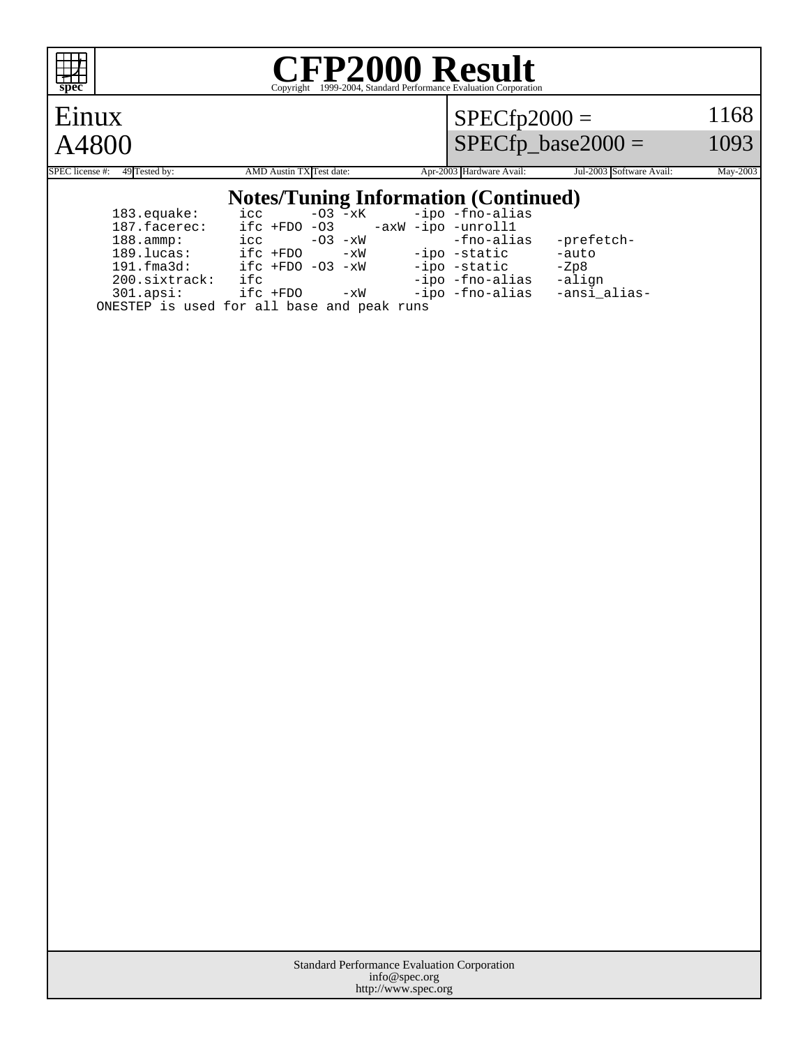# CFP2000 Result

Copyright 1999-2004, Standard Performance Evaluation Corporation

Einux
A4800

SPECfp2000 = 1168
SPECfp_base2000 = 1093

| SPEC license #: | 49 | Tested by: | AMD Austin TX | Test date: | Apr-2003 | Hardware Avail: | Jul-2003 | Software Avail: | May-2003 |
|---|---|---|---|---|---|---|---|---|---|

## Notes/Tuning Information (Continued)

```
    183.equake:     icc      -O3 -xK      -ipo -fno-alias
    187.facerec:    ifc +FDO -O3     -axW -ipo -unroll1
    188.ammp:       icc      -O3 -xW           -fno-alias   -prefetch-
    189.lucas:      ifc +FDO     -xW      -ipo -static      -auto
    191.fma3d:      ifc +FDO -O3 -xW      -ipo -static      -Zp8
    200.sixtrack:   ifc                   -ipo -fno-alias   -align
    301.apsi:       ifc +FDO     -xW      -ipo -fno-alias   -ansi_alias-
  ONESTEP is used for all base and peak runs
```

Standard Performance Evaluation Corporation
info@spec.org
http://www.spec.org